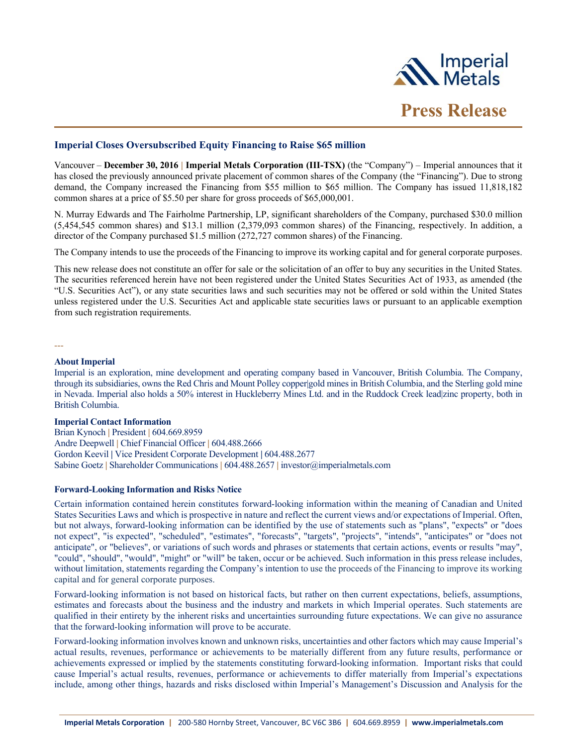# Press Release

## Imperial Closes Oversubscribed Equity Financing to Raise $65 million

Vancouver – **December 30, 2016** | **Imperial Metals Corporation (III-TSX)** (the "Company") – Imperial announces that it has closed the previously announced private placement of common shares of the Company (the "Financing"). Due to strong demand, the Company increased the Financing from $55 million to $65 million. The Company has issued 11,818,182 common shares at a price of $5.50 per share for gross proceeds of $65,000,001.

N. Murray Edwards and The Fairholme Partnership, LP, significant shareholders of the Company, purchased $30.0 million (5,454,545 common shares) and $13.1 million (2,379,093 common shares) of the Financing, respectively. In addition, a director of the Company purchased $1.5 million (272,727 common shares) of the Financing.

The Company intends to use the proceeds of the Financing to improve its working capital and for general corporate purposes.

This new release does not constitute an offer for sale or the solicitation of an offer to buy any securities in the United States. The securities referenced herein have not been registered under the United States Securities Act of 1933, as amended (the "U.S. Securities Act"), or any state securities laws and such securities may not be offered or sold within the United States unless registered under the U.S. Securities Act and applicable state securities laws or pursuant to an applicable exemption from such registration requirements.

---

**About Imperial**

Imperial is an exploration, mine development and operating company based in Vancouver, British Columbia. The Company, through its subsidiaries, owns the Red Chris and Mount Polley copper|gold mines in British Columbia, and the Sterling gold mine in Nevada. Imperial also holds a 50% interest in Huckleberry Mines Ltd. and in the Ruddock Creek lead|zinc property, both in British Columbia.

**Imperial Contact Information**

Brian Kynoch | President | 604.669.8959
Andre Deepwell | Chief Financial Officer | 604.488.2666
Gordon Keevil | Vice President Corporate Development | 604.488.2677
Sabine Goetz | Shareholder Communications | 604.488.2657 | investor@imperialmetals.com

**Forward-Looking Information and Risks Notice**

Certain information contained herein constitutes forward-looking information within the meaning of Canadian and United States Securities Laws and which is prospective in nature and reflect the current views and/or expectations of Imperial. Often, but not always, forward-looking information can be identified by the use of statements such as "plans", "expects" or "does not expect", "is expected", "scheduled", "estimates", "forecasts", "targets", "projects", "intends", "anticipates" or "does not anticipate", or "believes", or variations of such words and phrases or statements that certain actions, events or results "may", "could", "should", "would", "might" or "will" be taken, occur or be achieved. Such information in this press release includes, without limitation, statements regarding the Company's intention to use the proceeds of the Financing to improve its working capital and for general corporate purposes.

Forward-looking information is not based on historical facts, but rather on then current expectations, beliefs, assumptions, estimates and forecasts about the business and the industry and markets in which Imperial operates. Such statements are qualified in their entirety by the inherent risks and uncertainties surrounding future expectations. We can give no assurance that the forward-looking information will prove to be accurate.

Forward-looking information involves known and unknown risks, uncertainties and other factors which may cause Imperial's actual results, revenues, performance or achievements to be materially different from any future results, performance or achievements expressed or implied by the statements constituting forward-looking information. Important risks that could cause Imperial's actual results, revenues, performance or achievements to differ materially from Imperial's expectations include, among other things, hazards and risks disclosed within Imperial's Management's Discussion and Analysis for the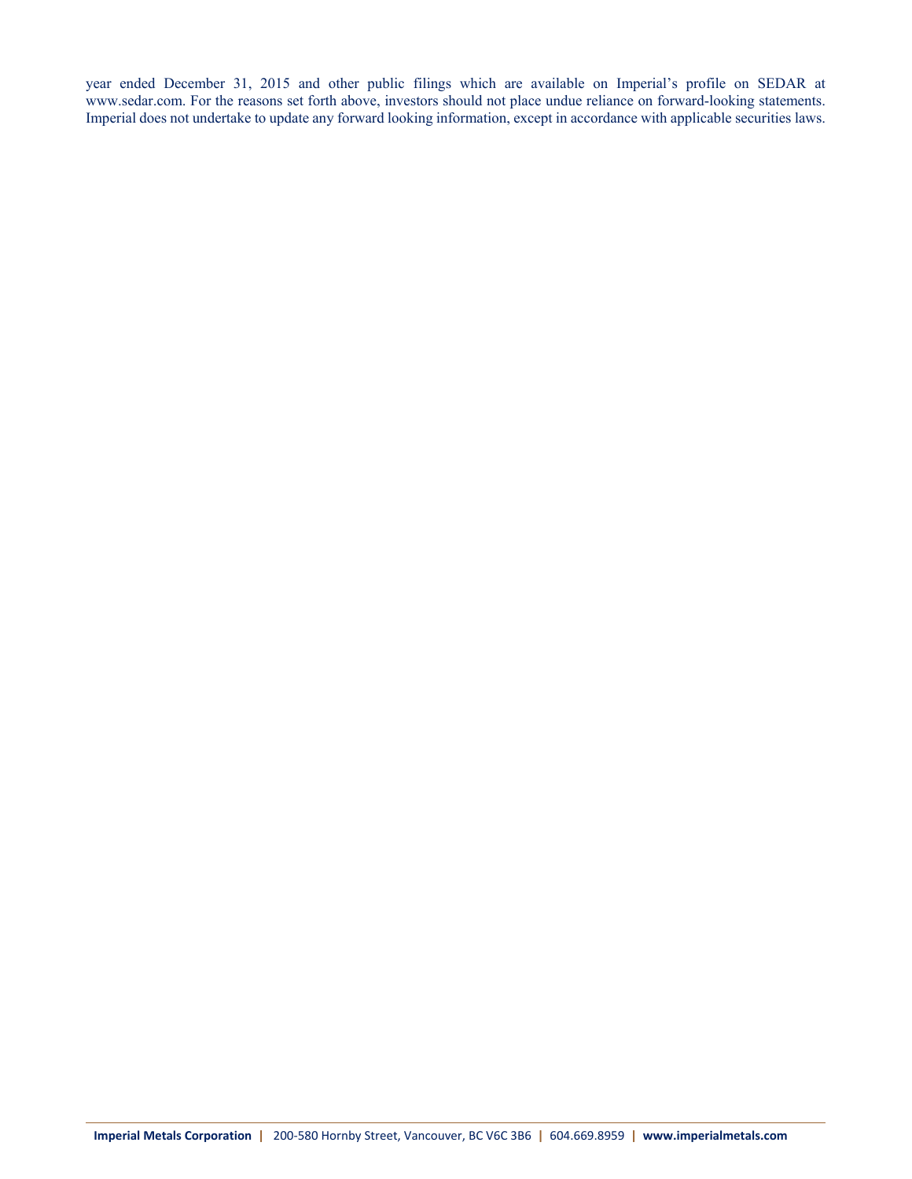year ended December 31, 2015 and other public filings which are available on Imperial's profile on SEDAR at www.sedar.com. For the reasons set forth above, investors should not place undue reliance on forward-looking statements. Imperial does not undertake to update any forward looking information, except in accordance with applicable securities laws.